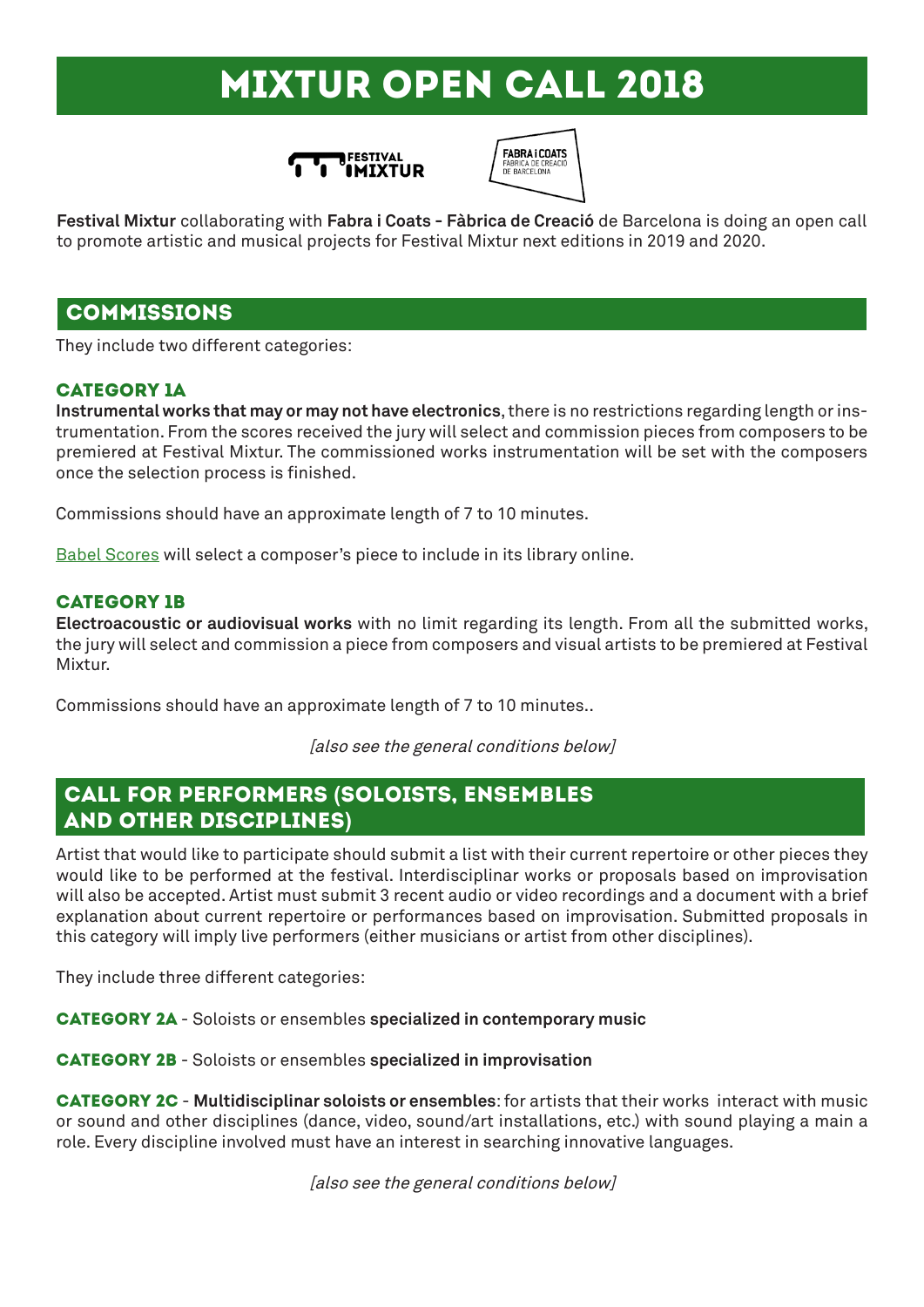# MIXTUR OPEN CALL 2018

**Festival Mixtur** collaborating with **Fabra i Coats - Fàbrica de Creació** de Barcelona is doing an open call to promote artistic and musical projects for Festival Mixtur next editions in 2019 and 2020.

## COMMISSIONS

They include two different categories:

### CATEGORY 1A

**Instrumental works that may or may not have electronics**, there is no restrictions regarding length or instrumentation. From the scores received the jury will select and commission pieces from composers to be premiered at Festival Mixtur. The commissioned works instrumentation will be set with the composers once the selection process is finished.

Commissions should have an approximate length of 7 to 10 minutes.

Babel Scores will select a composer's piece to include in its library online.

### CATEGORY 1B

**Electroacoustic or audiovisual works** with no limit regarding its length. From all the submitted works, the jury will select and commission a piece from composers and visual artists to be premiered at Festival Mixtur.

Commissions should have an approximate length of 7 to 10 minutes..

*[also see the general conditions below]*

## CALL FOR PERFORMERS (SOLOISTS, ENSEMBLES AND OTHER DISCIPLINES)

Artist that would like to participate should submit a list with their current repertoire or other pieces they would like to be performed at the festival. Interdisciplinar works or proposals based on improvisation will also be accepted. Artist must submit 3 recent audio or video recordings and a document with a brief explanation about current repertoire or performances based on improvisation. Submitted proposals in this category will imply live performers (either musicians or artist from other disciplines).

They include three different categories:

**CATEGORY 2A** - Soloists or ensembles **specialized in contemporary music**

**CATEGORY 2B** - Soloists or ensembles **specialized in improvisation**

**CATEGORY 2C** - **Multidisciplinar soloists or ensembles**: for artists that their works interact with music or sound and other disciplines (dance, video, sound/art installations, etc.) with sound playing a main a role. Every discipline involved must have an interest in searching innovative languages.

*[also see the general conditions below]*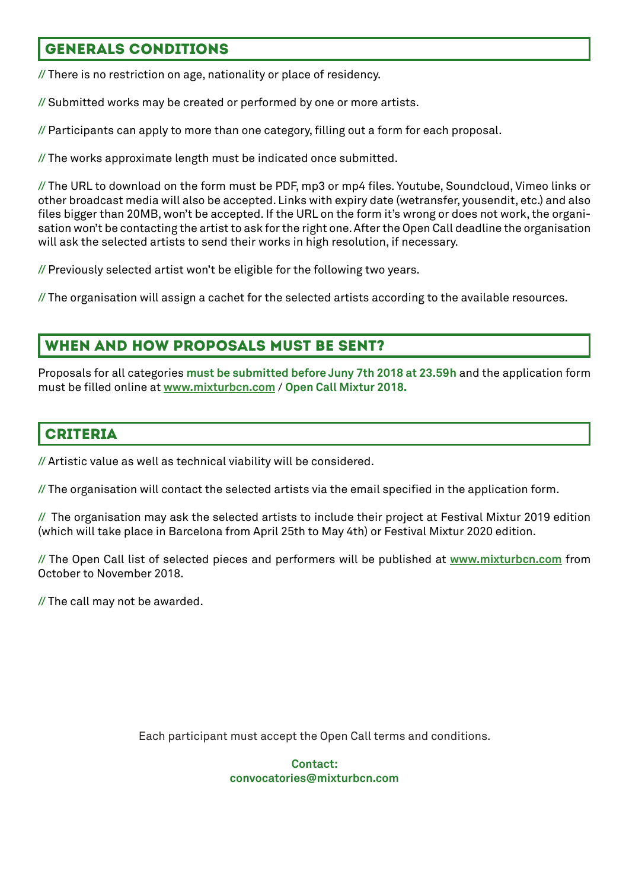## GENERALS CONDITIONS

// There is no restriction on age, nationality or place of residency.

// Submitted works may be created or performed by one or more artists.

// Participants can apply to more than one category, filling out a form for each proposal.

// The works approximate length must be indicated once submitted.

// The URL to download on the form must be PDF, mp3 or mp4 files. Youtube, Soundcloud, Vimeo links or other broadcast media will also be accepted. Links with expiry date (wetransfer, yousendit, etc.) and also files bigger than 20MB, won't be accepted. If the URL on the form it's wrong or does not work, the organisation won't be contacting the artist to ask for the right one. After the Open Call deadline the organisation will ask the selected artists to send their works in high resolution, if necessary.

// Previously selected artist won't be eligible for the following two years.

// The organisation will assign a cachet for the selected artists according to the available resources.

## WHEN AND HOW PROPOSALS MUST BE SENT?

Proposals for all categories **must be submitted before Juny 7th 2018 at 23.59h** and the application form must be filled online at **www.mixturbcn.com** / **Open Call Mixtur 2018.**

## CRITERIA

// Artistic value as well as technical viability will be considered.

// The organisation will contact the selected artists via the email specified in the application form.

// The organisation may ask the selected artists to include their project at Festival Mixtur 2019 edition (which will take place in Barcelona from April 25th to May 4th) or Festival Mixtur 2020 edition.

// The Open Call list of selected pieces and performers will be published at **www.mixturbcn.com** from October to November 2018.

// The call may not be awarded.

Each participant must accept the Open Call terms and conditions.

**Contact:**
**convocatories@mixturbcn.com**